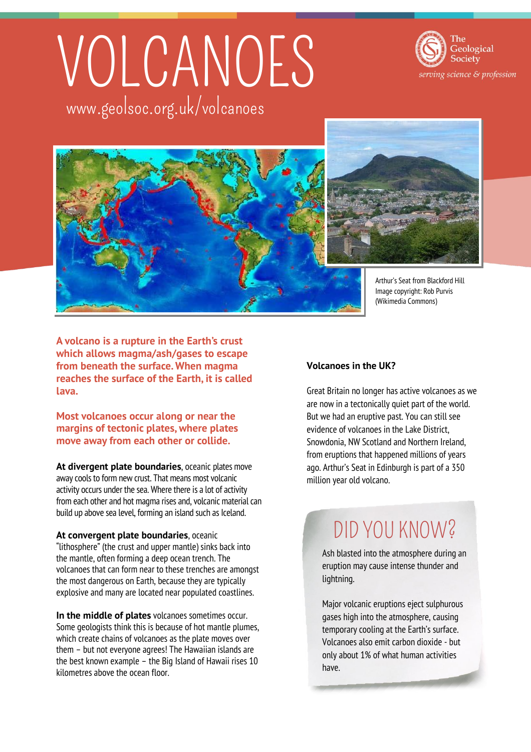# VOLCANOES

www.geolsoc.org.uk/volcanoes

The Geological Society
*serving science & profession*

Arthur's Seat from Blackford Hill
Image copyright: Rob Purvis (Wikimedia Commons)

**A volcano is a rupture in the Earth's crust which allows magma/ash/gases to escape from beneath the surface. When magma reaches the surface of the Earth, it is called lava.**

**Most volcanoes occur along or near the margins of tectonic plates, where plates move away from each other or collide.**

**At divergent plate boundaries**, oceanic plates move away cools to form new crust. That means most volcanic activity occurs under the sea. Where there is a lot of activity from each other and hot magma rises and, volcanic material can build up above sea level, forming an island such as Iceland.

**At convergent plate boundaries**, oceanic "lithosphere" (the crust and upper mantle) sinks back into the mantle, often forming a deep ocean trench. The volcanoes that can form near to these trenches are amongst the most dangerous on Earth, because they are typically explosive and many are located near populated coastlines.

**In the middle of plates** volcanoes sometimes occur. Some geologists think this is because of hot mantle plumes, which create chains of volcanoes as the plate moves over them – but not everyone agrees! The Hawaiian islands are the best known example – the Big Island of Hawaii rises 10 kilometres above the ocean floor.

**Volcanoes in the UK?**

Great Britain no longer has active volcanoes as we are now in a tectonically quiet part of the world. But we had an eruptive past. You can still see evidence of volcanoes in the Lake District, Snowdonia, NW Scotland and Northern Ireland, from eruptions that happened millions of years ago. Arthur's Seat in Edinburgh is part of a 350 million year old volcano.

## DID YOU KNOW?

Ash blasted into the atmosphere during an eruption may cause intense thunder and lightning.

Major volcanic eruptions eject sulphurous gases high into the atmosphere, causing temporary cooling at the Earth's surface. Volcanoes also emit carbon dioxide - but only about 1% of what human activities have.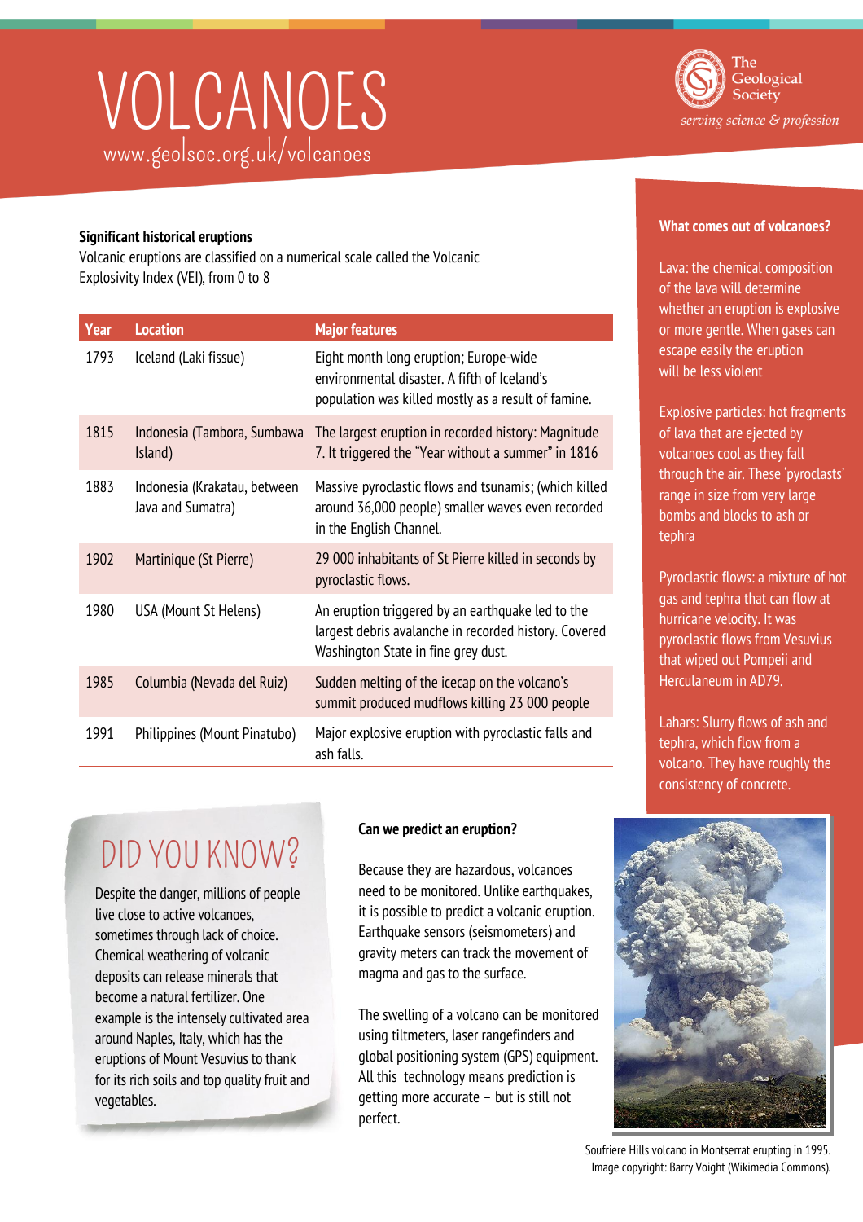# VOLCANOES

www.geolsoc.org.uk/volcanoes

The Geological Society
*serving science & profession*

**Significant historical eruptions**

Volcanic eruptions are classified on a numerical scale called the Volcanic Explosivity Index (VEI), from 0 to 8

| Year | Location | Major features |
|---|---|---|
| 1793 | Iceland (Laki fissue) | Eight month long eruption; Europe-wide environmental disaster. A fifth of Iceland's population was killed mostly as a result of famine. |
| 1815 | Indonesia (Tambora, Sumbawa Island) | The largest eruption in recorded history: Magnitude 7. It triggered the "Year without a summer" in 1816 |
| 1883 | Indonesia (Krakatau, between Java and Sumatra) | Massive pyroclastic flows and tsunamis; (which killed around 36,000 people) smaller waves even recorded in the English Channel. |
| 1902 | Martinique (St Pierre) | 29 000 inhabitants of St Pierre killed in seconds by pyroclastic flows. |
| 1980 | USA (Mount St Helens) | An eruption triggered by an earthquake led to the largest debris avalanche in recorded history. Covered Washington State in fine grey dust. |
| 1985 | Columbia (Nevada del Ruiz) | Sudden melting of the icecap on the volcano's summit produced mudflows killing 23 000 people |
| 1991 | Philippines (Mount Pinatubo) | Major explosive eruption with pyroclastic falls and ash falls. |

**What comes out of volcanoes?**

Lava: the chemical composition of the lava will determine whether an eruption is explosive or more gentle. When gases can escape easily the eruption will be less violent

Explosive particles: hot fragments of lava that are ejected by volcanoes cool as they fall through the air. These 'pyroclasts' range in size from very large bombs and blocks to ash or tephra

Pyroclastic flows: a mixture of hot gas and tephra that can flow at hurricane velocity. It was pyroclastic flows from Vesuvius that wiped out Pompeii and Herculaneum in AD79.

Lahars: Slurry flows of ash and tephra, which flow from a volcano. They have roughly the consistency of concrete.

## DID YOU KNOW?

Despite the danger, millions of people live close to active volcanoes, sometimes through lack of choice. Chemical weathering of volcanic deposits can release minerals that become a natural fertilizer. One example is the intensely cultivated area around Naples, Italy, which has the eruptions of Mount Vesuvius to thank for its rich soils and top quality fruit and vegetables.

**Can we predict an eruption?**

Because they are hazardous, volcanoes need to be monitored. Unlike earthquakes, it is possible to predict a volcanic eruption. Earthquake sensors (seismometers) and gravity meters can track the movement of magma and gas to the surface.

The swelling of a volcano can be monitored using tiltmeters, laser rangefinders and global positioning system (GPS) equipment. All this technology means prediction is getting more accurate – but is still not perfect.

Soufriere Hills volcano in Montserrat erupting in 1995. Image copyright: Barry Voight (Wikimedia Commons).